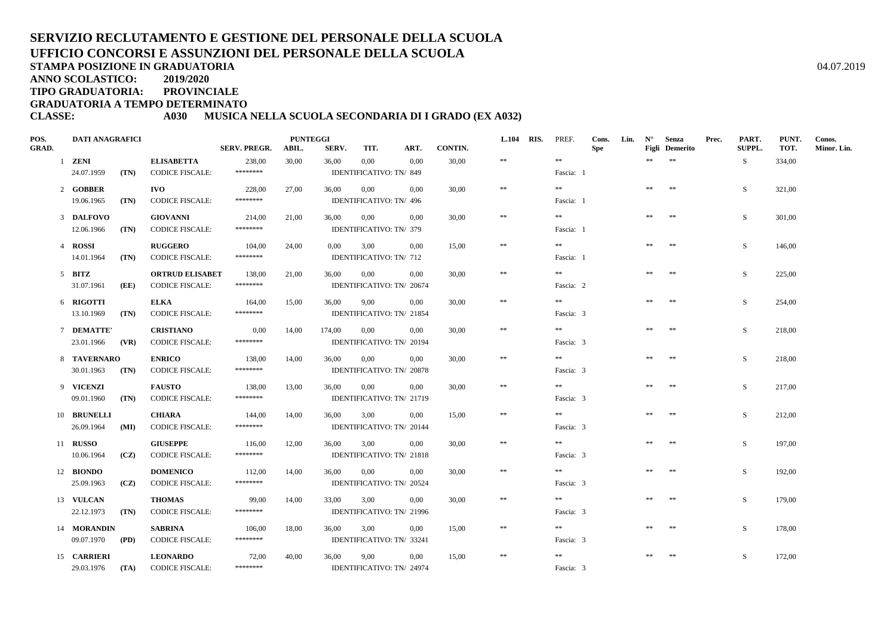# SERVIZIO RECLUTAMENTO E GESTIONE DEL PERSONALE DELLA SCUOLA
## UFFICIO CONCORSI E ASSUNZIONI DEL PERSONALE DELLA SCUOLA

**STAMPA POSIZIONE IN GRADUATORIA** 04.07.2019

**ANNO SCOLASTICO: 2019/2020**

**TIPO GRADUATORIA: PROVINCIALE**

**GRADUATORIA A TEMPO DETERMINATO**

**CLASSE: A030 MUSICA NELLA SCUOLA SECONDARIA DI I GRADO (EX A032)**

| POS. GRAD. | DATI ANAGRAFICI | | | SERV. PREGR. | PUNTEGGI ABIL. | SERV. | TIT. | ART. | CONTIN. | L.104 | RIS. | PREF. | Cons. Spe | Lin. | N° Figli | Senza Demerito | Prec. | PART. SUPPL. | PUNT. TOT. | Conos. Minor. Lin. |
|---|---|---|---|---|---|---|---|---|---|---|---|---|---|---|---|---|---|---|---|---|
| 1 | **ZENI** 24.07.1959 | **(TN)** | **ELISABETTA** CODICE FISCALE: | 238,00 ******** | 30,00 | 36,00 | 0,00 IDENTIFICATIVO: TN/ 849 | 0,00 | 30,00 | ** | | ** Fascia: 1 | | | ** | ** | | S | 334,00 | |
| 2 | **GOBBER** 19.06.1965 | **(TN)** | **IVO** CODICE FISCALE: | 228,00 ******** | 27,00 | 36,00 | 0,00 IDENTIFICATIVO: TN/ 496 | 0,00 | 30,00 | ** | | ** Fascia: 1 | | | ** | ** | | S | 321,00 | |
| 3 | **DALFOVO** 12.06.1966 | **(TN)** | **GIOVANNI** CODICE FISCALE: | 214,00 ******** | 21,00 | 36,00 | 0,00 IDENTIFICATIVO: TN/ 379 | 0,00 | 30,00 | ** | | ** Fascia: 1 | | | ** | ** | | S | 301,00 | |
| 4 | **ROSSI** 14.01.1964 | **(TN)** | **RUGGERO** CODICE FISCALE: | 104,00 ******** | 24,00 | 0,00 | 3,00 IDENTIFICATIVO: TN/ 712 | 0,00 | 15,00 | ** | | ** Fascia: 1 | | | ** | ** | | S | 146,00 | |
| 5 | **BITZ** 31.07.1961 | **(EE)** | **ORTRUD ELISABET** CODICE FISCALE: | 138,00 ******** | 21,00 | 36,00 | 0,00 IDENTIFICATIVO: TN/ 20674 | 0,00 | 30,00 | ** | | ** Fascia: 2 | | | ** | ** | | S | 225,00 | |
| 6 | **RIGOTTI** 13.10.1969 | **(TN)** | **ELKA** CODICE FISCALE: | 164,00 ******** | 15,00 | 36,00 | 9,00 IDENTIFICATIVO: TN/ 21854 | 0,00 | 30,00 | ** | | ** Fascia: 3 | | | ** | ** | | S | 254,00 | |
| 7 | **DEMATTE'** 23.01.1966 | **(VR)** | **CRISTIANO** CODICE FISCALE: | 0,00 ******** | 14,00 | 174,00 | 0,00 IDENTIFICATIVO: TN/ 20194 | 0,00 | 30,00 | ** | | ** Fascia: 3 | | | ** | ** | | S | 218,00 | |
| 8 | **TAVERNARO** 30.01.1963 | **(TN)** | **ENRICO** CODICE FISCALE: | 138,00 ******** | 14,00 | 36,00 | 0,00 IDENTIFICATIVO: TN/ 20878 | 0,00 | 30,00 | ** | | ** Fascia: 3 | | | ** | ** | | S | 218,00 | |
| 9 | **VICENZI** 09.01.1960 | **(TN)** | **FAUSTO** CODICE FISCALE: | 138,00 ******** | 13,00 | 36,00 | 0,00 IDENTIFICATIVO: TN/ 21719 | 0,00 | 30,00 | ** | | ** Fascia: 3 | | | ** | ** | | S | 217,00 | |
| 10 | **BRUNELLI** 26.09.1964 | **(MI)** | **CHIARA** CODICE FISCALE: | 144,00 ******** | 14,00 | 36,00 | 3,00 IDENTIFICATIVO: TN/ 20144 | 0,00 | 15,00 | ** | | ** Fascia: 3 | | | ** | ** | | S | 212,00 | |
| 11 | **RUSSO** 10.06.1964 | **(CZ)** | **GIUSEPPE** CODICE FISCALE: | 116,00 ******** | 12,00 | 36,00 | 3,00 IDENTIFICATIVO: TN/ 21818 | 0,00 | 30,00 | ** | | ** Fascia: 3 | | | ** | ** | | S | 197,00 | |
| 12 | **BIONDO** 25.09.1963 | **(CZ)** | **DOMENICO** CODICE FISCALE: | 112,00 ******** | 14,00 | 36,00 | 0,00 IDENTIFICATIVO: TN/ 20524 | 0,00 | 30,00 | ** | | ** Fascia: 3 | | | ** | ** | | S | 192,00 | |
| 13 | **VULCAN** 22.12.1973 | **(TN)** | **THOMAS** CODICE FISCALE: | 99,00 ******** | 14,00 | 33,00 | 3,00 IDENTIFICATIVO: TN/ 21996 | 0,00 | 30,00 | ** | | ** Fascia: 3 | | | ** | ** | | S | 179,00 | |
| 14 | **MORANDIN** 09.07.1970 | **(PD)** | **SABRINA** CODICE FISCALE: | 106,00 ******** | 18,00 | 36,00 | 3,00 IDENTIFICATIVO: TN/ 33241 | 0,00 | 15,00 | ** | | ** Fascia: 3 | | | ** | ** | | S | 178,00 | |
| 15 | **CARRIERI** 29.03.1976 | **(TA)** | **LEONARDO** CODICE FISCALE: | 72,00 ******** | 40,00 | 36,00 | 9,00 IDENTIFICATIVO: TN/ 24974 | 0,00 | 15,00 | ** | | ** Fascia: 3 | | | ** | ** | | S | 172,00 | |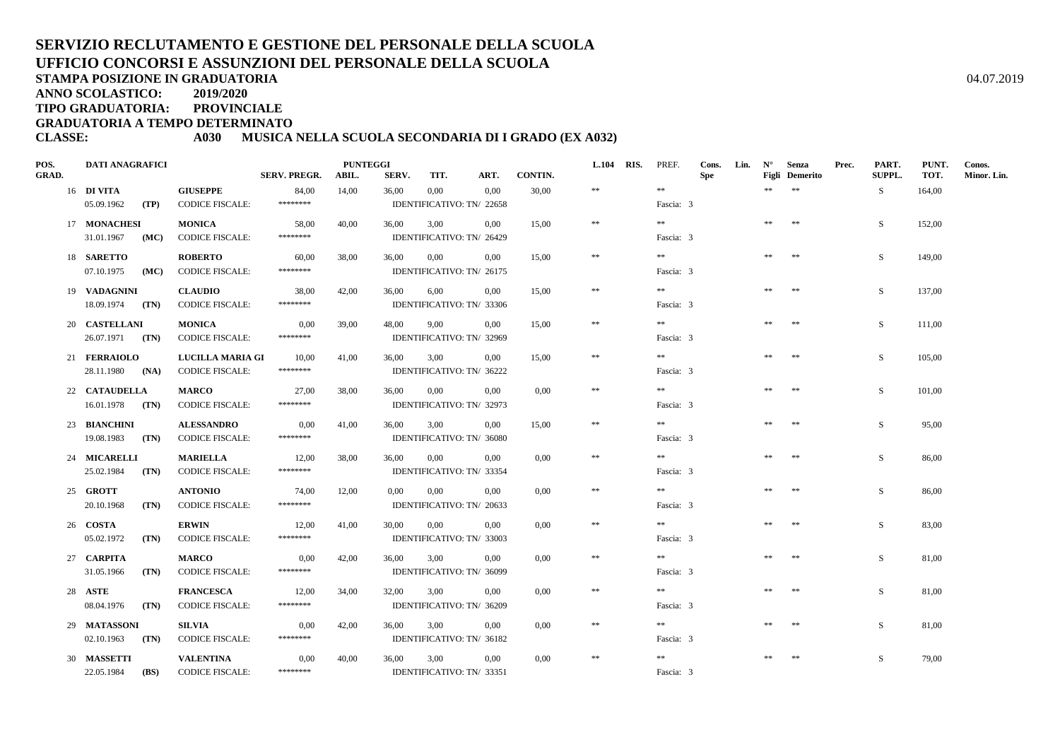# SERVIZIO RECLUTAMENTO E GESTIONE DEL PERSONALE DELLA SCUOLA
# UFFICIO CONCORSI E ASSUNZIONI DEL PERSONALE DELLA SCUOLA

**STAMPA POSIZIONE IN GRADUATORIA** 04.07.2019

**ANNO SCOLASTICO: 2019/2020**

**TIPO GRADUATORIA: PROVINCIALE**

**GRADUATORIA A TEMPO DETERMINATO**

**CLASSE: A030 MUSICA NELLA SCUOLA SECONDARIA DI I GRADO (EX A032)**

| POS. GRAD. | DATI ANAGRAFICI | | | SERV. PREGR. | PUNTEGGI ABIL. | SERV. | TIT. | ART. | CONTIN. | L.104 | RIS. | PREF. | Cons. Spe | Lin. | N° Figli | Senza Demerito | Prec. | PART. SUPPL. | PUNT. TOT. | Conos. Minor. Lin. |
|---|---|---|---|---|---|---|---|---|---|---|---|---|---|---|---|---|---|---|---|---|
| 16 | **DI VITA** | | **GIUSEPPE** | 84,00 | 14,00 | 36,00 | 0,00 | 0,00 | 30,00 | ** | | ** | | | ** | ** | | S | 164,00 | |
| | 05.09.1962 | **(TP)** | CODICE FISCALE: | ******** | | IDENTIFICATIVO: TN/ 22658 | | | | | | Fascia: 3 | | | | | | | | |
| 17 | **MONACHESI** | | **MONICA** | 58,00 | 40,00 | 36,00 | 3,00 | 0,00 | 15,00 | ** | | ** | | | ** | ** | | S | 152,00 | |
| | 31.01.1967 | **(MC)** | CODICE FISCALE: | ******** | | IDENTIFICATIVO: TN/ 26429 | | | | | | Fascia: 3 | | | | | | | | |
| 18 | **SARETTO** | | **ROBERTO** | 60,00 | 38,00 | 36,00 | 0,00 | 0,00 | 15,00 | ** | | ** | | | ** | ** | | S | 149,00 | |
| | 07.10.1975 | **(MC)** | CODICE FISCALE: | ******** | | IDENTIFICATIVO: TN/ 26175 | | | | | | Fascia: 3 | | | | | | | | |
| 19 | **VADAGNINI** | | **CLAUDIO** | 38,00 | 42,00 | 36,00 | 6,00 | 0,00 | 15,00 | ** | | ** | | | ** | ** | | S | 137,00 | |
| | 18.09.1974 | **(TN)** | CODICE FISCALE: | ******** | | IDENTIFICATIVO: TN/ 33306 | | | | | | Fascia: 3 | | | | | | | | |
| 20 | **CASTELLANI** | | **MONICA** | 0,00 | 39,00 | 48,00 | 9,00 | 0,00 | 15,00 | ** | | ** | | | ** | ** | | S | 111,00 | |
| | 26.07.1971 | **(TN)** | CODICE FISCALE: | ******** | | IDENTIFICATIVO: TN/ 32969 | | | | | | Fascia: 3 | | | | | | | | |
| 21 | **FERRAIOLO** | | **LUCILLA MARIA GI** | 10,00 | 41,00 | 36,00 | 3,00 | 0,00 | 15,00 | ** | | ** | | | ** | ** | | S | 105,00 | |
| | 28.11.1980 | **(NA)** | CODICE FISCALE: | ******** | | IDENTIFICATIVO: TN/ 36222 | | | | | | Fascia: 3 | | | | | | | | |
| 22 | **CATAUDELLA** | | **MARCO** | 27,00 | 38,00 | 36,00 | 0,00 | 0,00 | 0,00 | ** | | ** | | | ** | ** | | S | 101,00 | |
| | 16.01.1978 | **(TN)** | CODICE FISCALE: | ******** | | IDENTIFICATIVO: TN/ 32973 | | | | | | Fascia: 3 | | | | | | | | |
| 23 | **BIANCHINI** | | **ALESSANDRO** | 0,00 | 41,00 | 36,00 | 3,00 | 0,00 | 15,00 | ** | | ** | | | ** | ** | | S | 95,00 | |
| | 19.08.1983 | **(TN)** | CODICE FISCALE: | ******** | | IDENTIFICATIVO: TN/ 36080 | | | | | | Fascia: 3 | | | | | | | | |
| 24 | **MICARELLI** | | **MARIELLA** | 12,00 | 38,00 | 36,00 | 0,00 | 0,00 | 0,00 | ** | | ** | | | ** | ** | | S | 86,00 | |
| | 25.02.1984 | **(TN)** | CODICE FISCALE: | ******** | | IDENTIFICATIVO: TN/ 33354 | | | | | | Fascia: 3 | | | | | | | | |
| 25 | **GROTT** | | **ANTONIO** | 74,00 | 12,00 | 0,00 | 0,00 | 0,00 | 0,00 | ** | | ** | | | ** | ** | | S | 86,00 | |
| | 20.10.1968 | **(TN)** | CODICE FISCALE: | ******** | | IDENTIFICATIVO: TN/ 20633 | | | | | | Fascia: 3 | | | | | | | | |
| 26 | **COSTA** | | **ERWIN** | 12,00 | 41,00 | 30,00 | 0,00 | 0,00 | 0,00 | ** | | ** | | | ** | ** | | S | 83,00 | |
| | 05.02.1972 | **(TN)** | CODICE FISCALE: | ******** | | IDENTIFICATIVO: TN/ 33003 | | | | | | Fascia: 3 | | | | | | | | |
| 27 | **CARPITA** | | **MARCO** | 0,00 | 42,00 | 36,00 | 3,00 | 0,00 | 0,00 | ** | | ** | | | ** | ** | | S | 81,00 | |
| | 31.05.1966 | **(TN)** | CODICE FISCALE: | ******** | | IDENTIFICATIVO: TN/ 36099 | | | | | | Fascia: 3 | | | | | | | | |
| 28 | **ASTE** | | **FRANCESCA** | 12,00 | 34,00 | 32,00 | 3,00 | 0,00 | 0,00 | ** | | ** | | | ** | ** | | S | 81,00 | |
| | 08.04.1976 | **(TN)** | CODICE FISCALE: | ******** | | IDENTIFICATIVO: TN/ 36209 | | | | | | Fascia: 3 | | | | | | | | |
| 29 | **MATASSONI** | | **SILVIA** | 0,00 | 42,00 | 36,00 | 3,00 | 0,00 | 0,00 | ** | | ** | | | ** | ** | | S | 81,00 | |
| | 02.10.1963 | **(TN)** | CODICE FISCALE: | ******** | | IDENTIFICATIVO: TN/ 36182 | | | | | | Fascia: 3 | | | | | | | | |
| 30 | **MASSETTI** | | **VALENTINA** | 0,00 | 40,00 | 36,00 | 3,00 | 0,00 | 0,00 | ** | | ** | | | ** | ** | | S | 79,00 | |
| | 22.05.1984 | **(BS)** | CODICE FISCALE: | ******** | | IDENTIFICATIVO: TN/ 33351 | | | | | | Fascia: 3 | | | | | | | | |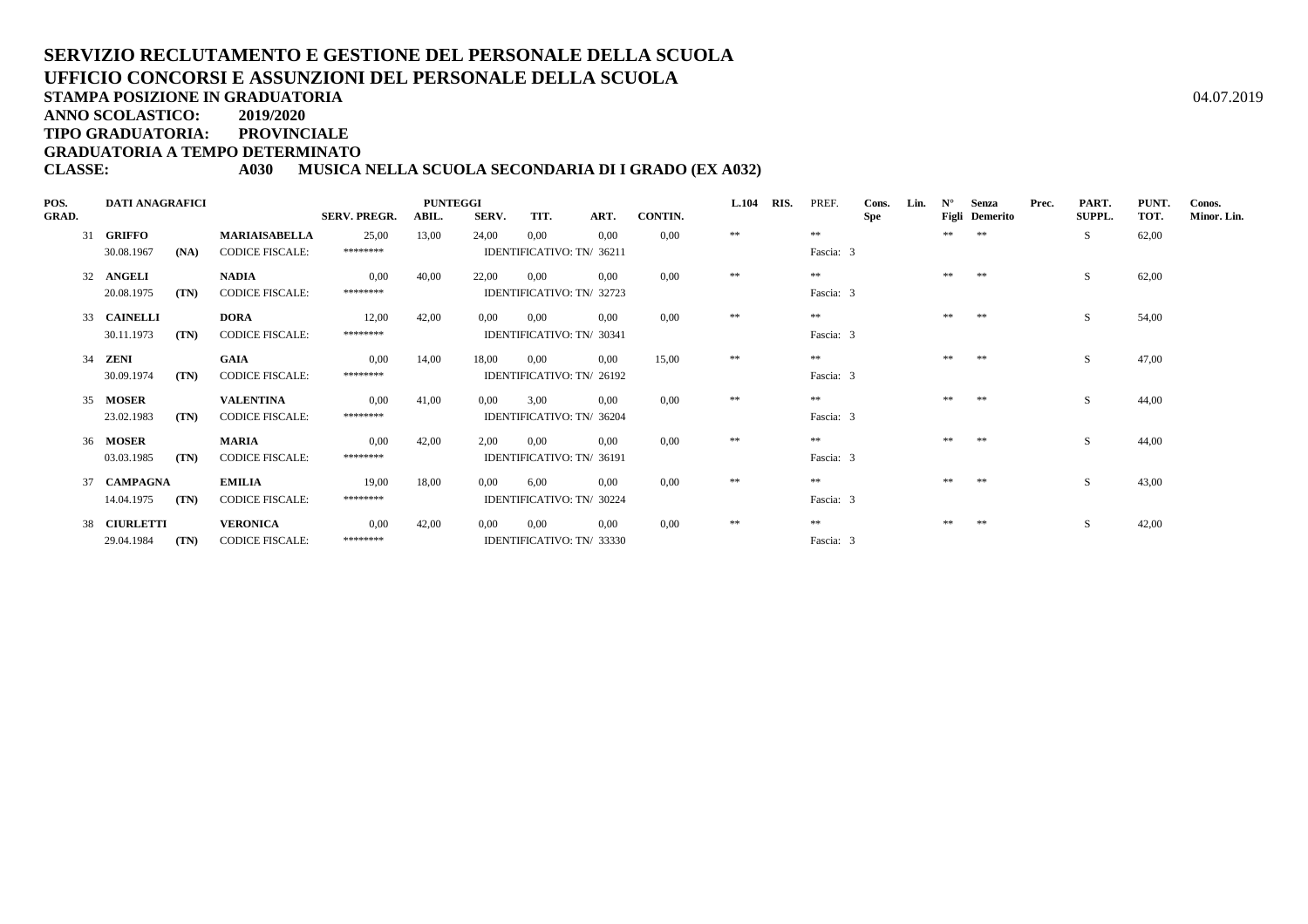**SERVIZIO RECLUTAMENTO E GESTIONE DEL PERSONALE DELLA SCUOLA**
**UFFICIO CONCORSI E ASSUNZIONI DEL PERSONALE DELLA SCUOLA**
**STAMPA POSIZIONE IN GRADUATORIA** 04.07.2019
**ANNO SCOLASTICO: 2019/2020**
**TIPO GRADUATORIA: PROVINCIALE**
**GRADUATORIA A TEMPO DETERMINATO**
**CLASSE: A030 MUSICA NELLA SCUOLA SECONDARIA DI I GRADO (EX A032)**

| POS. GRAD. | DATI ANAGRAFICI | | | SERV. PREGR. | PUNTEGGI ABIL. | SERV. | TIT. | ART. | CONTIN. | L.104 | RIS. | PREF. | Cons. Spe | Lin. | N° Figli | Senza Demerito | Prec. | PART. SUPPL. | PUNT. TOT. | Conos. Minor. Lin. |
|---|---|---|---|---|---|---|---|---|---|---|---|---|---|---|---|---|---|---|---|---|
| 31 | **GRIFFO** | | **MARIAISABELLA** | 25,00 | 13,00 | 24,00 | 0,00 | 0,00 | 0,00 | ** | | ** | | | ** | ** | | S | 62,00 | |
| | 30.08.1967 | **(NA)** | CODICE FISCALE: | ******** | | IDENTIFICATIVO: TN/ 36211 | | | | | | Fascia: 3 | | | | | | | | |
| 32 | **ANGELI** | | **NADIA** | 0,00 | 40,00 | 22,00 | 0,00 | 0,00 | 0,00 | ** | | ** | | | ** | ** | | S | 62,00 | |
| | 20.08.1975 | **(TN)** | CODICE FISCALE: | ******** | | IDENTIFICATIVO: TN/ 32723 | | | | | | Fascia: 3 | | | | | | | | |
| 33 | **CAINELLI** | | **DORA** | 12,00 | 42,00 | 0,00 | 0,00 | 0,00 | 0,00 | ** | | ** | | | ** | ** | | S | 54,00 | |
| | 30.11.1973 | **(TN)** | CODICE FISCALE: | ******** | | IDENTIFICATIVO: TN/ 30341 | | | | | | Fascia: 3 | | | | | | | | |
| 34 | **ZENI** | | **GAIA** | 0,00 | 14,00 | 18,00 | 0,00 | 0,00 | 15,00 | ** | | ** | | | ** | ** | | S | 47,00 | |
| | 30.09.1974 | **(TN)** | CODICE FISCALE: | ******** | | IDENTIFICATIVO: TN/ 26192 | | | | | | Fascia: 3 | | | | | | | | |
| 35 | **MOSER** | | **VALENTINA** | 0,00 | 41,00 | 0,00 | 3,00 | 0,00 | 0,00 | ** | | ** | | | ** | ** | | S | 44,00 | |
| | 23.02.1983 | **(TN)** | CODICE FISCALE: | ******** | | IDENTIFICATIVO: TN/ 36204 | | | | | | Fascia: 3 | | | | | | | | |
| 36 | **MOSER** | | **MARIA** | 0,00 | 42,00 | 2,00 | 0,00 | 0,00 | 0,00 | ** | | ** | | | ** | ** | | S | 44,00 | |
| | 03.03.1985 | **(TN)** | CODICE FISCALE: | ******** | | IDENTIFICATIVO: TN/ 36191 | | | | | | Fascia: 3 | | | | | | | | |
| 37 | **CAMPAGNA** | | **EMILIA** | 19,00 | 18,00 | 0,00 | 6,00 | 0,00 | 0,00 | ** | | ** | | | ** | ** | | S | 43,00 | |
| | 14.04.1975 | **(TN)** | CODICE FISCALE: | ******** | | IDENTIFICATIVO: TN/ 30224 | | | | | | Fascia: 3 | | | | | | | | |
| 38 | **CIURLETTI** | | **VERONICA** | 0,00 | 42,00 | 0,00 | 0,00 | 0,00 | 0,00 | ** | | ** | | | ** | ** | | S | 42,00 | |
| | 29.04.1984 | **(TN)** | CODICE FISCALE: | ******** | | IDENTIFICATIVO: TN/ 33330 | | | | | | Fascia: 3 | | | | | | | | |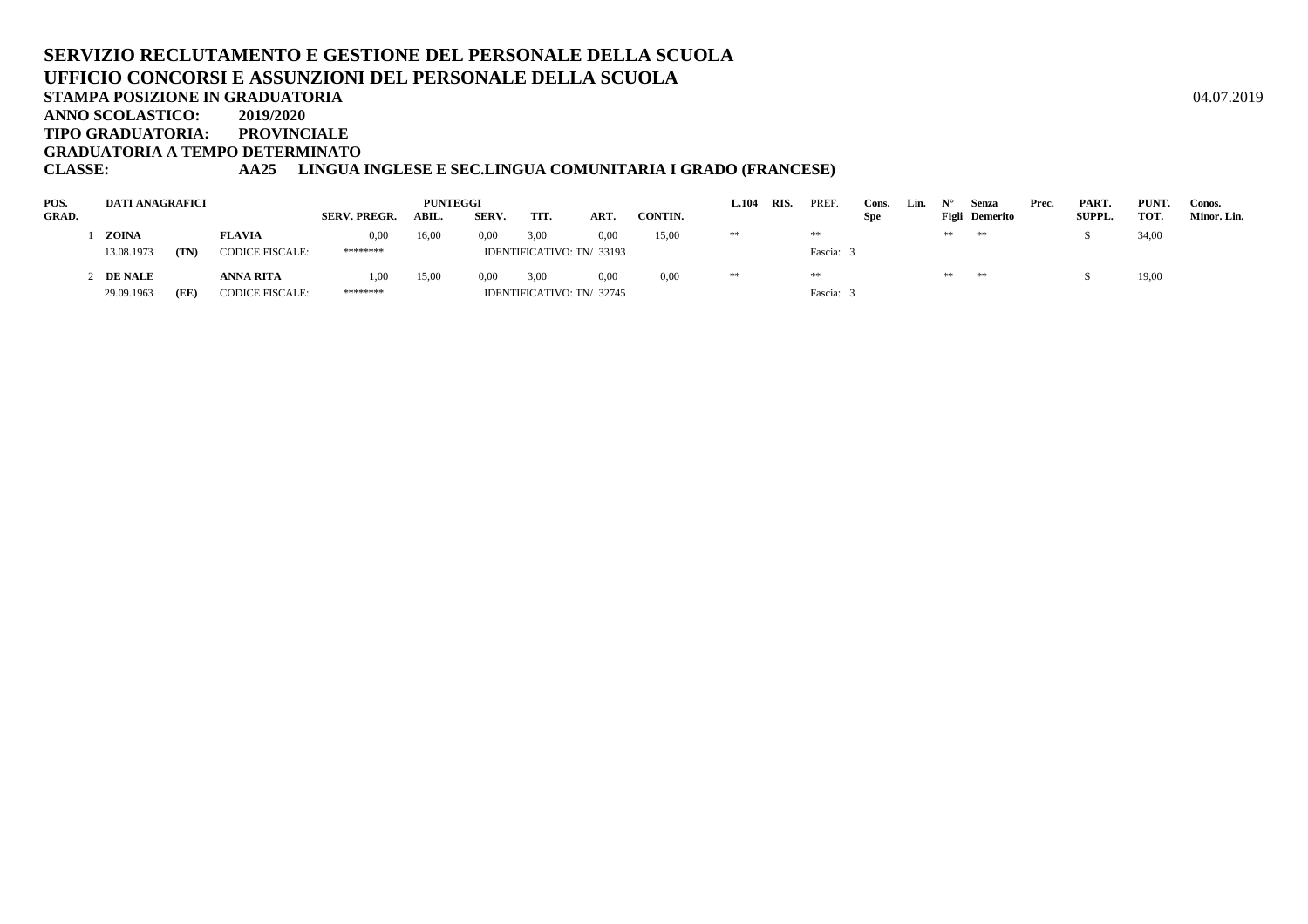**SERVIZIO RECLUTAMENTO E GESTIONE DEL PERSONALE DELLA SCUOLA**
**UFFICIO CONCORSI E ASSUNZIONI DEL PERSONALE DELLA SCUOLA**
**STAMPA POSIZIONE IN GRADUATORIA** 04.07.2019
**ANNO SCOLASTICO: 2019/2020**
**TIPO GRADUATORIA: PROVINCIALE**
**GRADUATORIA A TEMPO DETERMINATO**
**CLASSE: AA25 LINGUA INGLESE E SEC.LINGUA COMUNITARIA I GRADO (FRANCESE)**

| POS. GRAD. | DATI ANAGRAFICI | | | SERV. PREGR. | ABIL. | SERV. | TIT. | ART. | CONTIN. | L.104 | RIS. | PREF. | Cons. Spe | Lin. | N° Figli | Senza Demerito | Prec. | PART. SUPPL. | PUNT. TOT. | Conos. Minor. Lin. |
|---|---|---|---|---|---|---|---|---|---|---|---|---|---|---|---|---|---|---|---|---|
| 1 | **ZOINA** | | **FLAVIA** | 0,00 | 16,00 | 0,00 | 3,00 | 0,00 | 15,00 | ** | | ** | | | ** | ** | | S | 34,00 | |
| | 13.08.1973 | **(TN)** | CODICE FISCALE: | ******** | | IDENTIFICATIVO: TN/ 33193 | | | | | | Fascia: 3 | | | | | | | | |
| 2 | **DE NALE** | | **ANNA RITA** | 1,00 | 15,00 | 0,00 | 3,00 | 0,00 | 0,00 | ** | | ** | | | ** | ** | | S | 19,00 | |
| | 29.09.1963 | **(EE)** | CODICE FISCALE: | ******** | | IDENTIFICATIVO: TN/ 32745 | | | | | | Fascia: 3 | | | | | | | | |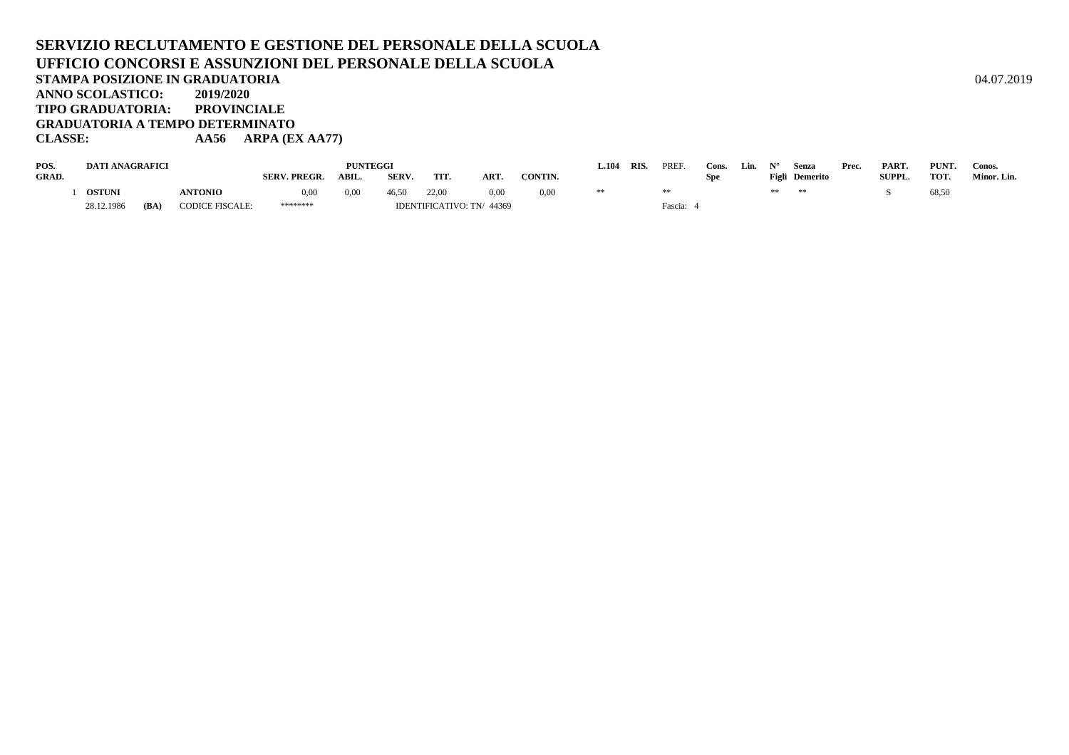# SERVIZIO RECLUTAMENTO E GESTIONE DEL PERSONALE DELLA SCUOLA
## UFFICIO CONCORSI E ASSUNZIONI DEL PERSONALE DELLA SCUOLA

**STAMPA POSIZIONE IN GRADUATORIA** 04.07.2019

**ANNO SCOLASTICO:** **2019/2020**

**TIPO GRADUATORIA:** **PROVINCIALE**

**GRADUATORIA A TEMPO DETERMINATO**

**CLASSE:** **AA56 ARPA (EX AA77)**

| POS. GRAD. | DATI ANAGRAFICI | | | SERV. PREGR. | PUNTEGGI ABIL. | SERV. | TIT. | ART. | CONTIN. | L.104 | RIS. | PREF. | Cons. Spe | Lin. | N° Figli | Senza Demerito | Prec. | PART. SUPPL. | PUNT. TOT. | Conos. Minor. Lin. |
|---|---|---|---|---|---|---|---|---|---|---|---|---|---|---|---|---|---|---|---|---|
| 1 | **OSTUNI** | | **ANTONIO** | 0,00 | 0,00 | 46,50 | 22,00 | 0,00 | 0,00 | ** | | ** | | | ** | ** | | S | 68,50 | |
| | 28.12.1986 | **(BA)** | CODICE FISCALE: | ******** | | IDENTIFICATIVO: TN/ 44369 | | | | | | Fascia: 4 | | | | | | | | |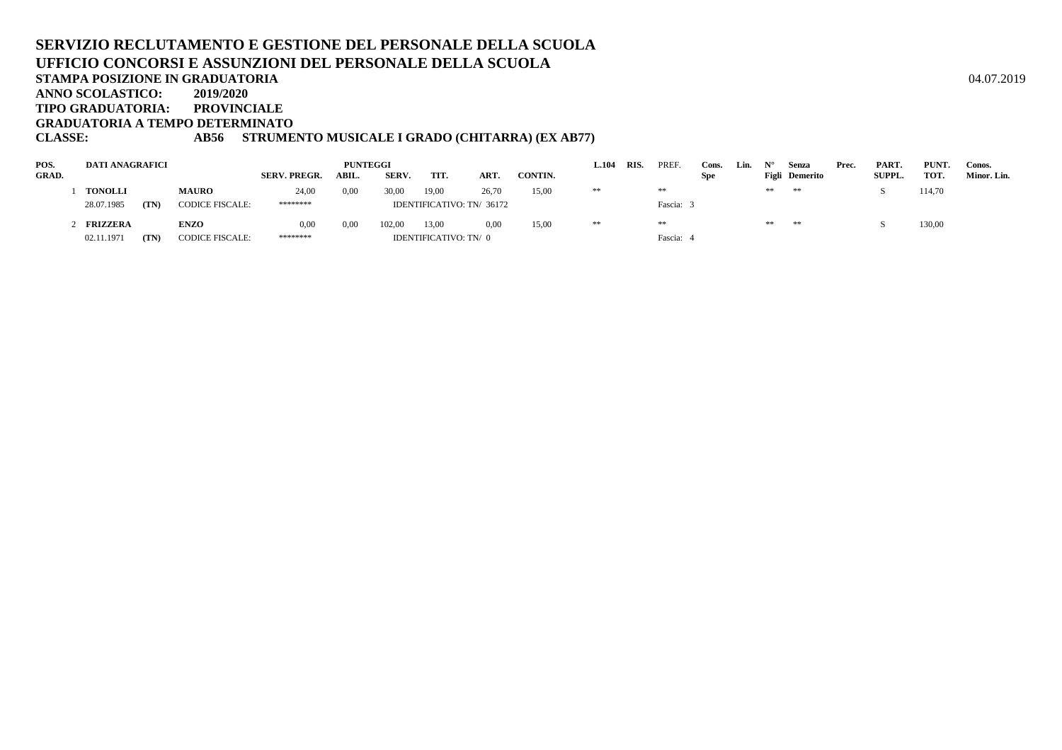# SERVIZIO RECLUTAMENTO E GESTIONE DEL PERSONALE DELLA SCUOLA
# UFFICIO CONCORSI E ASSUNZIONI DEL PERSONALE DELLA SCUOLA

**STAMPA POSIZIONE IN GRADUATORIA** 04.07.2019

**ANNO SCOLASTICO: 2019/2020**

**TIPO GRADUATORIA: PROVINCIALE**

**GRADUATORIA A TEMPO DETERMINATO**

**CLASSE: AB56 STRUMENTO MUSICALE I GRADO (CHITARRA) (EX AB77)**

| POS. GRAD. | DATI ANAGRAFICI | | | SERV. PREGR. | PUNTEGGI ABIL. | SERV. | TIT. | ART. | CONTIN. | L.104 | RIS. | PREF. | Cons. Spe | Lin. | N° Figli | Senza Demerito | Prec. | PART. SUPPL. | PUNT. TOT. | Conos. Minor. Lin. |
|---|---|---|---|---|---|---|---|---|---|---|---|---|---|---|---|---|---|---|---|---|
| 1 | TONOLLI | | MAURO | 24,00 | 0,00 | 30,00 | 19,00 | 26,70 | 15,00 | ** | | ** | | | ** | ** | | S | 114,70 | |
| | 28.07.1985 | (TN) | CODICE FISCALE: | ******** | | IDENTIFICATIVO: TN/ 36172 | | | | | | Fascia: 3 | | | | | | | | |
| 2 | FRIZZERA | | ENZO | 0,00 | 0,00 | 102,00 | 13,00 | 0,00 | 15,00 | ** | | ** | | | ** | ** | | S | 130,00 | |
| | 02.11.1971 | (TN) | CODICE FISCALE: | ******** | | IDENTIFICATIVO: TN/ 0 | | | | | | Fascia: 4 | | | | | | | | |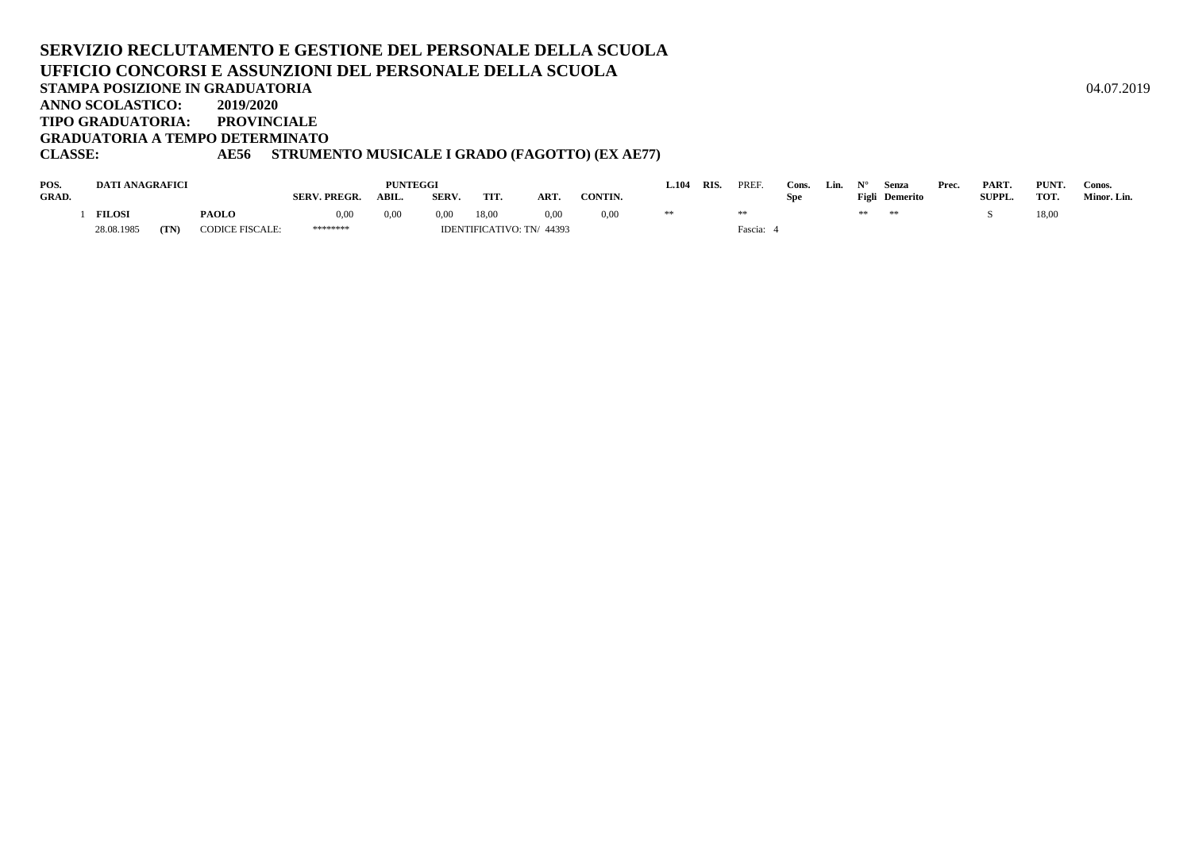# SERVIZIO RECLUTAMENTO E GESTIONE DEL PERSONALE DELLA SCUOLA
# UFFICIO CONCORSI E ASSUNZIONI DEL PERSONALE DELLA SCUOLA

**STAMPA POSIZIONE IN GRADUATORIA** 04.07.2019

**ANNO SCOLASTICO: 2019/2020**

**TIPO GRADUATORIA: PROVINCIALE**

**GRADUATORIA A TEMPO DETERMINATO**

**CLASSE: AE56 STRUMENTO MUSICALE I GRADO (FAGOTTO) (EX AE77)**

| POS. GRAD. | DATI ANAGRAFICI | | | SERV. PREGR. | PUNTEGGI ABIL. | SERV. | TIT. | ART. | CONTIN. | L.104 | RIS. | PREF. | Cons. Spe | Lin. | N° Figli | Senza Demerito | Prec. | PART. SUPPL. | PUNT. TOT. | Conos. Minor. Lin. |
|---|---|---|---|---|---|---|---|---|---|---|---|---|---|---|---|---|---|---|---|---|
| 1 | **FILOSI** | | **PAOLO** | 0,00 | 0,00 | 0,00 | 18,00 | 0,00 | 0,00 | ** | | ** | | | ** | ** | | S | 18,00 | |
| | 28.08.1985 | (TN) | CODICE FISCALE: | ******** | | IDENTIFICATIVO: TN/ 44393 | | | | | | Fascia: 4 | | | | | | | | |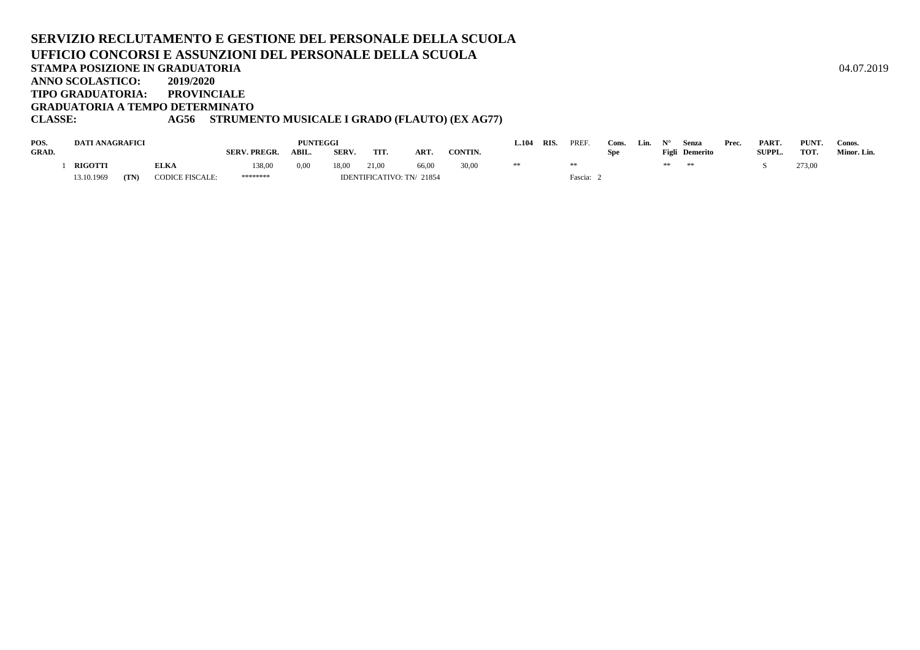# SERVIZIO RECLUTAMENTO E GESTIONE DEL PERSONALE DELLA SCUOLA
## UFFICIO CONCORSI E ASSUNZIONI DEL PERSONALE DELLA SCUOLA

**STAMPA POSIZIONE IN GRADUATORIA** 04.07.2019

**ANNO SCOLASTICO:** **2019/2020**

**TIPO GRADUATORIA:** **PROVINCIALE**

**GRADUATORIA A TEMPO DETERMINATO**

**CLASSE:** **AG56 STRUMENTO MUSICALE I GRADO (FLAUTO) (EX AG77)**

| POS. GRAD. | DATI ANAGRAFICI | | | SERV. PREGR. | PUNTEGGI ABIL. | SERV. | TIT. | ART. | CONTIN. | L.104 | RIS. | PREF. | Cons. Spe | Lin. | N° Figli | Senza Demerito | Prec. | PART. SUPPL. | PUNT. TOT. | Conos. Minor. Lin. |
|---|---|---|---|---|---|---|---|---|---|---|---|---|---|---|---|---|---|---|---|---|
| 1 | RIGOTTI | | ELKA | 138,00 | 0,00 | 18,00 | 21,00 | 66,00 | 30,00 | ** | | ** | | | ** | ** | | S | 273,00 | |
| | 13.10.1969 | (TN) | CODICE FISCALE: | ******** | | IDENTIFICATIVO: TN/ 21854 | | | | | | Fascia: 2 | | | | | | | | |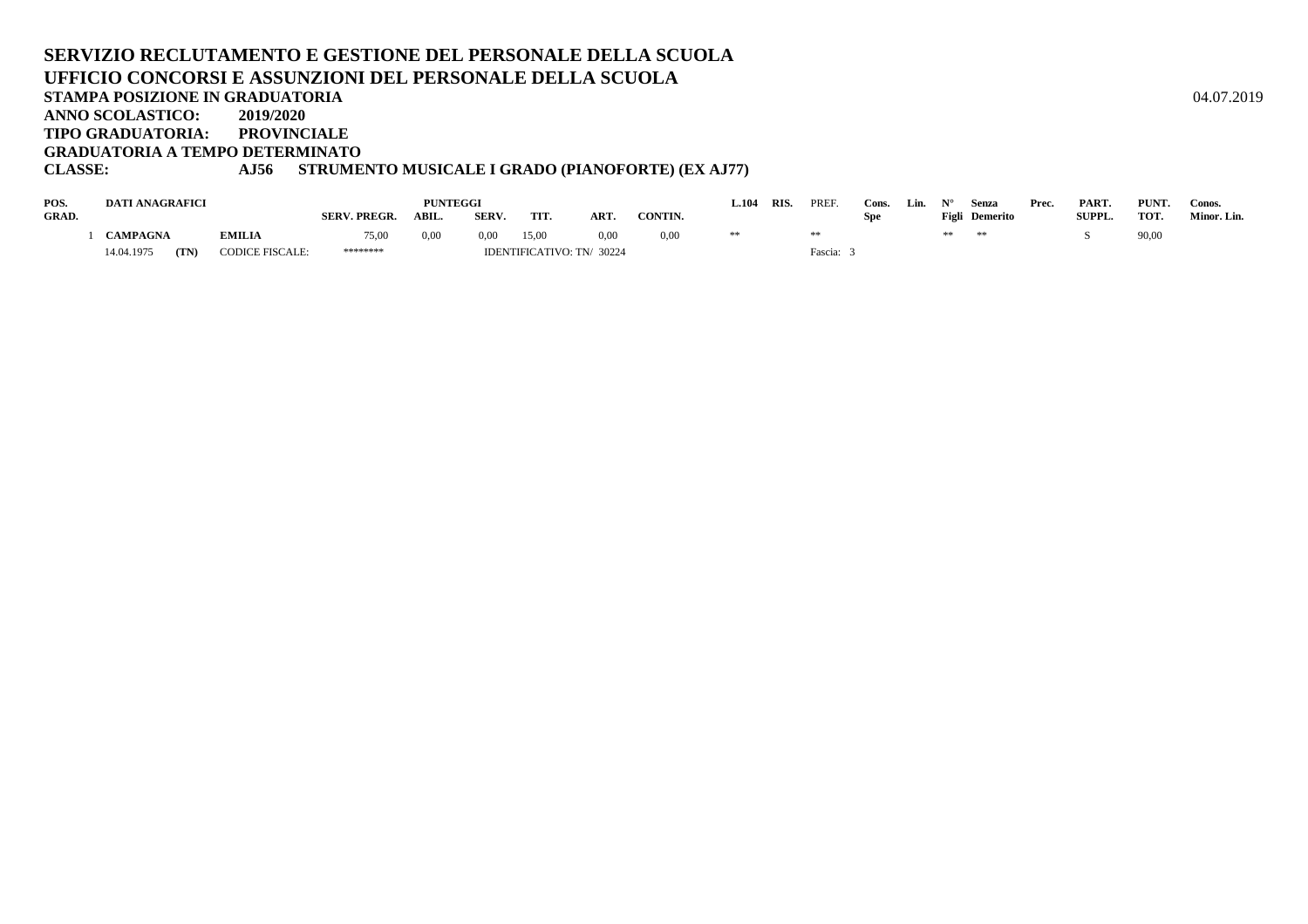# SERVIZIO RECLUTAMENTO E GESTIONE DEL PERSONALE DELLA SCUOLA
# UFFICIO CONCORSI E ASSUNZIONI DEL PERSONALE DELLA SCUOLA

**STAMPA POSIZIONE IN GRADUATORIA** 04.07.2019

**ANNO SCOLASTICO: 2019/2020**

**TIPO GRADUATORIA: PROVINCIALE**

**GRADUATORIA A TEMPO DETERMINATO**

**CLASSE: AJ56 STRUMENTO MUSICALE I GRADO (PIANOFORTE) (EX AJ77)**

| POS. GRAD. | DATI ANAGRAFICI | | | SERV. PREGR. | PUNTEGGI ABIL. | SERV. | TIT. | ART. | CONTIN. | L.104 | RIS. | PREF. | Cons. Spe | Lin. | N° Figli | Senza Demerito | Prec. | PART. SUPPL. | PUNT. TOT. | Conos. Minor. Lin. |
|---|---|---|---|---|---|---|---|---|---|---|---|---|---|---|---|---|---|---|---|---|
| 1 | CAMPAGNA | | EMILIA | 75,00 | 0,00 | 0,00 | 15,00 | 0,00 | 0,00 | ** | | ** | | | ** | ** | | S | 90,00 | |
| | 14.04.1975 | (TN) | CODICE FISCALE: | ******** | | IDENTIFICATIVO: TN/ 30224 | | | | | | Fascia: 3 | | | | | | | | |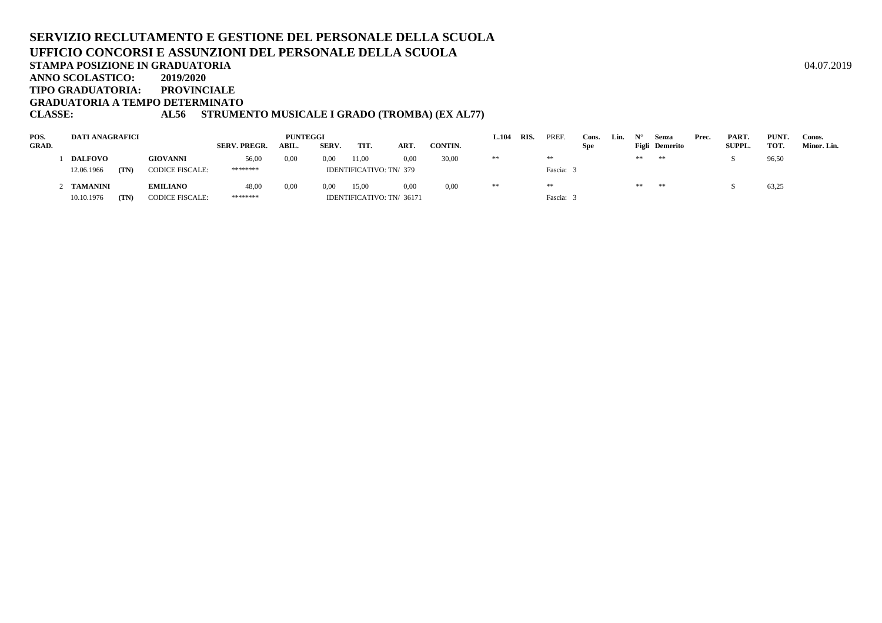# SERVIZIO RECLUTAMENTO E GESTIONE DEL PERSONALE DELLA SCUOLA
# UFFICIO CONCORSI E ASSUNZIONI DEL PERSONALE DELLA SCUOLA

**STAMPA POSIZIONE IN GRADUATORIA** 04.07.2019

**ANNO SCOLASTICO: 2019/2020**

**TIPO GRADUATORIA: PROVINCIALE**

**GRADUATORIA A TEMPO DETERMINATO**

**CLASSE: AL56 STRUMENTO MUSICALE I GRADO (TROMBA) (EX AL77)**

| POS. GRAD. | DATI ANAGRAFICI | | | SERV. PREGR. | PUNTEGGI ABIL. | SERV. | TIT. | ART. | CONTIN. | L.104 | RIS. | PREF. | Cons. Spe | Lin. | N° Figli | Senza Demerito | Prec. | PART. SUPPL. | PUNT. TOT. | Conos. Minor. Lin. |
|---|---|---|---|---|---|---|---|---|---|---|---|---|---|---|---|---|---|---|---|---|
| 1 | **DALFOVO** | | **GIOVANNI** | 56,00 | 0,00 | 0,00 | 11,00 | 0,00 | 30,00 | ** | | ** | | | ** | ** | | S | 96,50 | |
| | 12.06.1966 | **(TN)** | CODICE FISCALE: | ******** | | IDENTIFICATIVO: TN/ 379 | | | | | | Fascia: 3 | | | | | | | | |
| 2 | **TAMANINI** | | **EMILIANO** | 48,00 | 0,00 | 0,00 | 15,00 | 0,00 | 0,00 | ** | | ** | | | ** | ** | | S | 63,25 | |
| | 10.10.1976 | **(TN)** | CODICE FISCALE: | ******** | | IDENTIFICATIVO: TN/ 36171 | | | | | | Fascia: 3 | | | | | | | | |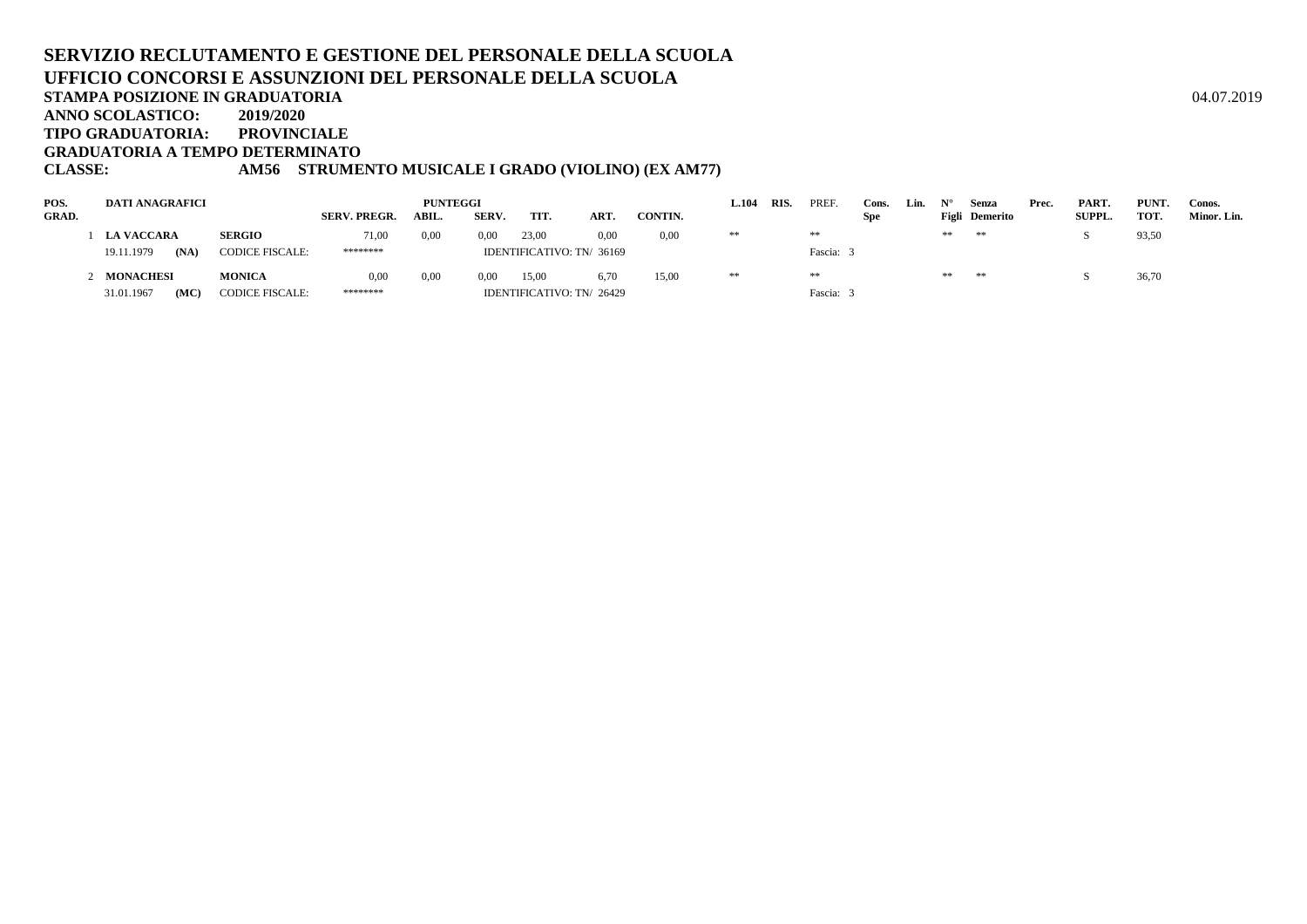# SERVIZIO RECLUTAMENTO E GESTIONE DEL PERSONALE DELLA SCUOLA
# UFFICIO CONCORSI E ASSUNZIONI DEL PERSONALE DELLA SCUOLA

**STAMPA POSIZIONE IN GRADUATORIA** 04.07.2019

**ANNO SCOLASTICO: 2019/2020**

**TIPO GRADUATORIA: PROVINCIALE**

**GRADUATORIA A TEMPO DETERMINATO**

**CLASSE: AM56 STRUMENTO MUSICALE I GRADO (VIOLINO) (EX AM77)**

| POS. GRAD. | DATI ANAGRAFICI | | | SERV. PREGR. | PUNTEGGI ABIL. | SERV. | TIT. | ART. | CONTIN. | L.104 | RIS. | PREF. | Cons. Spe | Lin. | N° Figli | Senza Demerito | Prec. | PART. SUPPL. | PUNT. TOT. | Conos. Minor. Lin. |
|---|---|---|---|---|---|---|---|---|---|---|---|---|---|---|---|---|---|---|---|---|
| 1 | **LA VACCARA** | | **SERGIO** | 71,00 | 0,00 | 0,00 | 23,00 | 0,00 | 0,00 | ** | | ** | | | ** | ** | | S | 93,50 | |
| | 19.11.1979 | **(NA)** | CODICE FISCALE: | ******** | | IDENTIFICATIVO: TN/ 36169 | | | | | | Fascia: 3 | | | | | | | | |
| 2 | **MONACHESI** | | **MONICA** | 0,00 | 0,00 | 0,00 | 15,00 | 6,70 | 15,00 | ** | | ** | | | ** | ** | | S | 36,70 | |
| | 31.01.1967 | **(MC)** | CODICE FISCALE: | ******** | | IDENTIFICATIVO: TN/ 26429 | | | | | | Fascia: 3 | | | | | | | | |